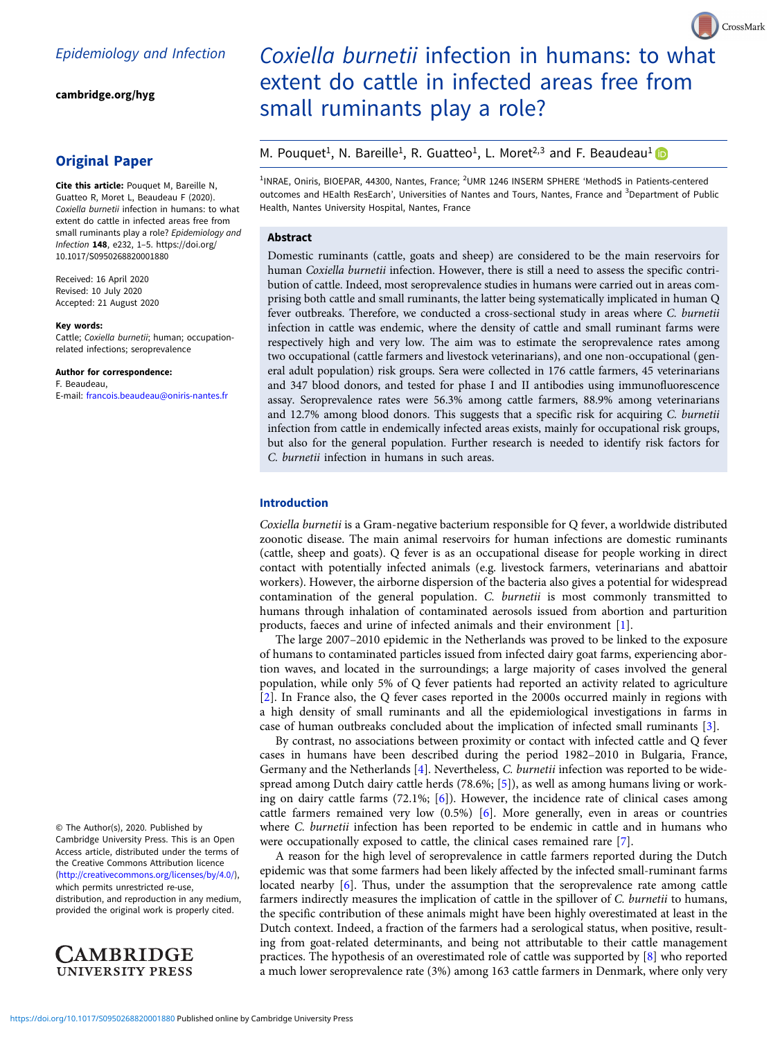Epidemiology and Infection

cambridge.org/hyg

## Original Paper

**Cite this article:** Pouquet M, Bareille N, Guatteo R, Moret L, Beaudeau F (2020). *Coxiella burnetii* infection in humans: to what extent do cattle in infected areas free from small ruminants play a role? *Epidemiology and Infection* **148**, e232, 1–5. https://doi.org/10.1017/S0950268820001880

Received: 16 April 2020
Revised: 10 July 2020
Accepted: 21 August 2020

**Key words:**
Cattle; *Coxiella burnetii*; human; occupation-related infections; seroprevalence

**Author for correspondence:**
F. Beaudeau,
E-mail: francois.beaudeau@oniris-nantes.fr

© The Author(s), 2020. Published by Cambridge University Press. This is an Open Access article, distributed under the terms of the Creative Commons Attribution licence (http://creativecommons.org/licenses/by/4.0/), which permits unrestricted re-use, distribution, and reproduction in any medium, provided the original work is properly cited.

# *Coxiella burnetii* infection in humans: to what extent do cattle in infected areas free from small ruminants play a role?

M. Pouquet[1], N. Bareille[1], R. Guatteo[1], L. Moret[2,3] and F. Beaudeau[1]

[1]INRAE, Oniris, BIOEPAR, 44300, Nantes, France; [2]UMR 1246 INSERM SPHERE 'MethodS in Patients-centered outcomes and HEalth ResEarch', Universities of Nantes and Tours, Nantes, France and [3]Department of Public Health, Nantes University Hospital, Nantes, France

## Abstract

Domestic ruminants (cattle, goats and sheep) are considered to be the main reservoirs for human *Coxiella burnetii* infection. However, there is still a need to assess the specific contribution of cattle. Indeed, most seroprevalence studies in humans were carried out in areas comprising both cattle and small ruminants, the latter being systematically implicated in human Q fever outbreaks. Therefore, we conducted a cross-sectional study in areas where *C. burnetii* infection in cattle was endemic, where the density of cattle and small ruminant farms were respectively high and very low. The aim was to estimate the seroprevalence rates among two occupational (cattle farmers and livestock veterinarians), and one non-occupational (general adult population) risk groups. Sera were collected in 176 cattle farmers, 45 veterinarians and 347 blood donors, and tested for phase I and II antibodies using immunofluorescence assay. Seroprevalence rates were 56.3% among cattle farmers, 88.9% among veterinarians and 12.7% among blood donors. This suggests that a specific risk for acquiring *C. burnetii* infection from cattle in endemically infected areas exists, mainly for occupational risk groups, but also for the general population. Further research is needed to identify risk factors for *C. burnetii* infection in humans in such areas.

## Introduction

*Coxiella burnetii* is a Gram-negative bacterium responsible for Q fever, a worldwide distributed zoonotic disease. The main animal reservoirs for human infections are domestic ruminants (cattle, sheep and goats). Q fever is as an occupational disease for people working in direct contact with potentially infected animals (e.g. livestock farmers, veterinarians and abattoir workers). However, the airborne dispersion of the bacteria also gives a potential for widespread contamination of the general population. *C. burnetii* is most commonly transmitted to humans through inhalation of contaminated aerosols issued from abortion and parturition products, faeces and urine of infected animals and their environment [1].

The large 2007–2010 epidemic in the Netherlands was proved to be linked to the exposure of humans to contaminated particles issued from infected dairy goat farms, experiencing abortion waves, and located in the surroundings; a large majority of cases involved the general population, while only 5% of Q fever patients had reported an activity related to agriculture [2]. In France also, the Q fever cases reported in the 2000s occurred mainly in regions with a high density of small ruminants and all the epidemiological investigations in farms in case of human outbreaks concluded about the implication of infected small ruminants [3].

By contrast, no associations between proximity or contact with infected cattle and Q fever cases in humans have been described during the period 1982–2010 in Bulgaria, France, Germany and the Netherlands [4]. Nevertheless, *C. burnetii* infection was reported to be widespread among Dutch dairy cattle herds (78.6%; [5]), as well as among humans living or working on dairy cattle farms (72.1%; [6]). However, the incidence rate of clinical cases among cattle farmers remained very low (0.5%) [6]. More generally, even in areas or countries where *C. burnetii* infection has been reported to be endemic in cattle and in humans who were occupationally exposed to cattle, the clinical cases remained rare [7].

A reason for the high level of seroprevalence in cattle farmers reported during the Dutch epidemic was that some farmers had been likely affected by the infected small-ruminant farms located nearby [6]. Thus, under the assumption that the seroprevalence rate among cattle farmers indirectly measures the implication of cattle in the spillover of *C. burnetii* to humans, the specific contribution of these animals might have been highly overestimated at least in the Dutch context. Indeed, a fraction of the farmers had a serological status, when positive, resulting from goat-related determinants, and being not attributable to their cattle management practices. The hypothesis of an overestimated role of cattle was supported by [8] who reported a much lower seroprevalence rate (3%) among 163 cattle farmers in Denmark, where only very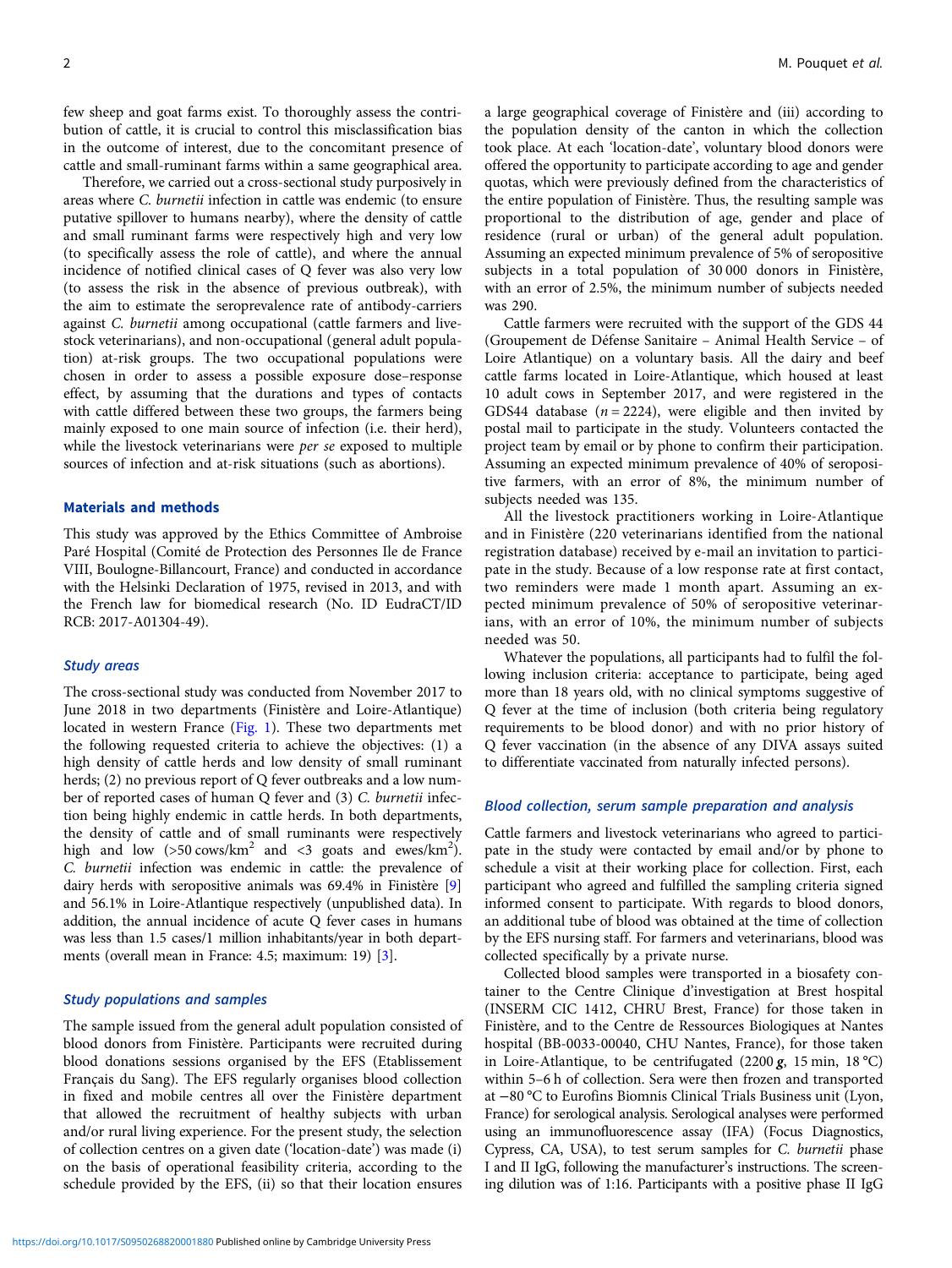few sheep and goat farms exist. To thoroughly assess the contribution of cattle, it is crucial to control this misclassification bias in the outcome of interest, due to the concomitant presence of cattle and small-ruminant farms within a same geographical area.

Therefore, we carried out a cross-sectional study purposively in areas where *C. burnetii* infection in cattle was endemic (to ensure putative spillover to humans nearby), where the density of cattle and small ruminant farms were respectively high and very low (to specifically assess the role of cattle), and where the annual incidence of notified clinical cases of Q fever was also very low (to assess the risk in the absence of previous outbreak), with the aim to estimate the seroprevalence rate of antibody-carriers against *C. burnetii* among occupational (cattle farmers and livestock veterinarians), and non-occupational (general adult population) at-risk groups. The two occupational populations were chosen in order to assess a possible exposure dose–response effect, by assuming that the durations and types of contacts with cattle differed between these two groups, the farmers being mainly exposed to one main source of infection (i.e. their herd), while the livestock veterinarians were *per se* exposed to multiple sources of infection and at-risk situations (such as abortions).

## Materials and methods

This study was approved by the Ethics Committee of Ambroise Paré Hospital (Comité de Protection des Personnes Ile de France VIII, Boulogne-Billancourt, France) and conducted in accordance with the Helsinki Declaration of 1975, revised in 2013, and with the French law for biomedical research (No. ID EudraCT/ID RCB: 2017-A01304-49).

### Study areas

The cross-sectional study was conducted from November 2017 to June 2018 in two departments (Finistère and Loire-Atlantique) located in western France (Fig. 1). These two departments met the following requested criteria to achieve the objectives: (1) a high density of cattle herds and low density of small ruminant herds; (2) no previous report of Q fever outbreaks and a low number of reported cases of human Q fever and (3) *C. burnetii* infection being highly endemic in cattle herds. In both departments, the density of cattle and of small ruminants were respectively high and low (>50 cows/km$^2$ and <3 goats and ewes/km$^2$). *C. burnetii* infection was endemic in cattle: the prevalence of dairy herds with seropositive animals was 69.4% in Finistère [9] and 56.1% in Loire-Atlantique respectively (unpublished data). In addition, the annual incidence of acute Q fever cases in humans was less than 1.5 cases/1 million inhabitants/year in both departments (overall mean in France: 4.5; maximum: 19) [3].

### Study populations and samples

The sample issued from the general adult population consisted of blood donors from Finistère. Participants were recruited during blood donations sessions organised by the EFS (Etablissement Français du Sang). The EFS regularly organises blood collection in fixed and mobile centres all over the Finistère department that allowed the recruitment of healthy subjects with urban and/or rural living experience. For the present study, the selection of collection centres on a given date ('location-date') was made (i) on the basis of operational feasibility criteria, according to the schedule provided by the EFS, (ii) so that their location ensures a large geographical coverage of Finistère and (iii) according to the population density of the canton in which the collection took place. At each 'location-date', voluntary blood donors were offered the opportunity to participate according to age and gender quotas, which were previously defined from the characteristics of the entire population of Finistère. Thus, the resulting sample was proportional to the distribution of age, gender and place of residence (rural or urban) of the general adult population. Assuming an expected minimum prevalence of 5% of seropositive subjects in a total population of 30 000 donors in Finistère, with an error of 2.5%, the minimum number of subjects needed was 290.

Cattle farmers were recruited with the support of the GDS 44 (Groupement de Défense Sanitaire – Animal Health Service – of Loire Atlantique) on a voluntary basis. All the dairy and beef cattle farms located in Loire-Atlantique, which housed at least 10 adult cows in September 2017, and were registered in the GDS44 database ($n = 2224$), were eligible and then invited by postal mail to participate in the study. Volunteers contacted the project team by email or by phone to confirm their participation. Assuming an expected minimum prevalence of 40% of seropositive farmers, with an error of 8%, the minimum number of subjects needed was 135.

All the livestock practitioners working in Loire-Atlantique and in Finistère (220 veterinarians identified from the national registration database) received by e-mail an invitation to participate in the study. Because of a low response rate at first contact, two reminders were made 1 month apart. Assuming an expected minimum prevalence of 50% of seropositive veterinarians, with an error of 10%, the minimum number of subjects needed was 50.

Whatever the populations, all participants had to fulfil the following inclusion criteria: acceptance to participate, being aged more than 18 years old, with no clinical symptoms suggestive of Q fever at the time of inclusion (both criteria being regulatory requirements to be blood donor) and with no prior history of Q fever vaccination (in the absence of any DIVA assays suited to differentiate vaccinated from naturally infected persons).

### Blood collection, serum sample preparation and analysis

Cattle farmers and livestock veterinarians who agreed to participate in the study were contacted by email and/or by phone to schedule a visit at their working place for collection. First, each participant who agreed and fulfilled the sampling criteria signed informed consent to participate. With regards to blood donors, an additional tube of blood was obtained at the time of collection by the EFS nursing staff. For farmers and veterinarians, blood was collected specifically by a private nurse.

Collected blood samples were transported in a biosafety container to the Centre Clinique d'investigation at Brest hospital (INSERM CIC 1412, CHRU Brest, France) for those taken in Finistère, and to the Centre de Ressources Biologiques at Nantes hospital (BB-0033-00040, CHU Nantes, France), for those taken in Loire-Atlantique, to be centrifugated (2200 ***g***, 15 min, 18 °C) within 5–6 h of collection. Sera were then frozen and transported at −80 °C to Eurofins Biomnis Clinical Trials Business unit (Lyon, France) for serological analysis. Serological analyses were performed using an immunofluorescence assay (IFA) (Focus Diagnostics, Cypress, CA, USA), to test serum samples for *C. burnetii* phase I and II IgG, following the manufacturer's instructions. The screening dilution was of 1:16. Participants with a positive phase II IgG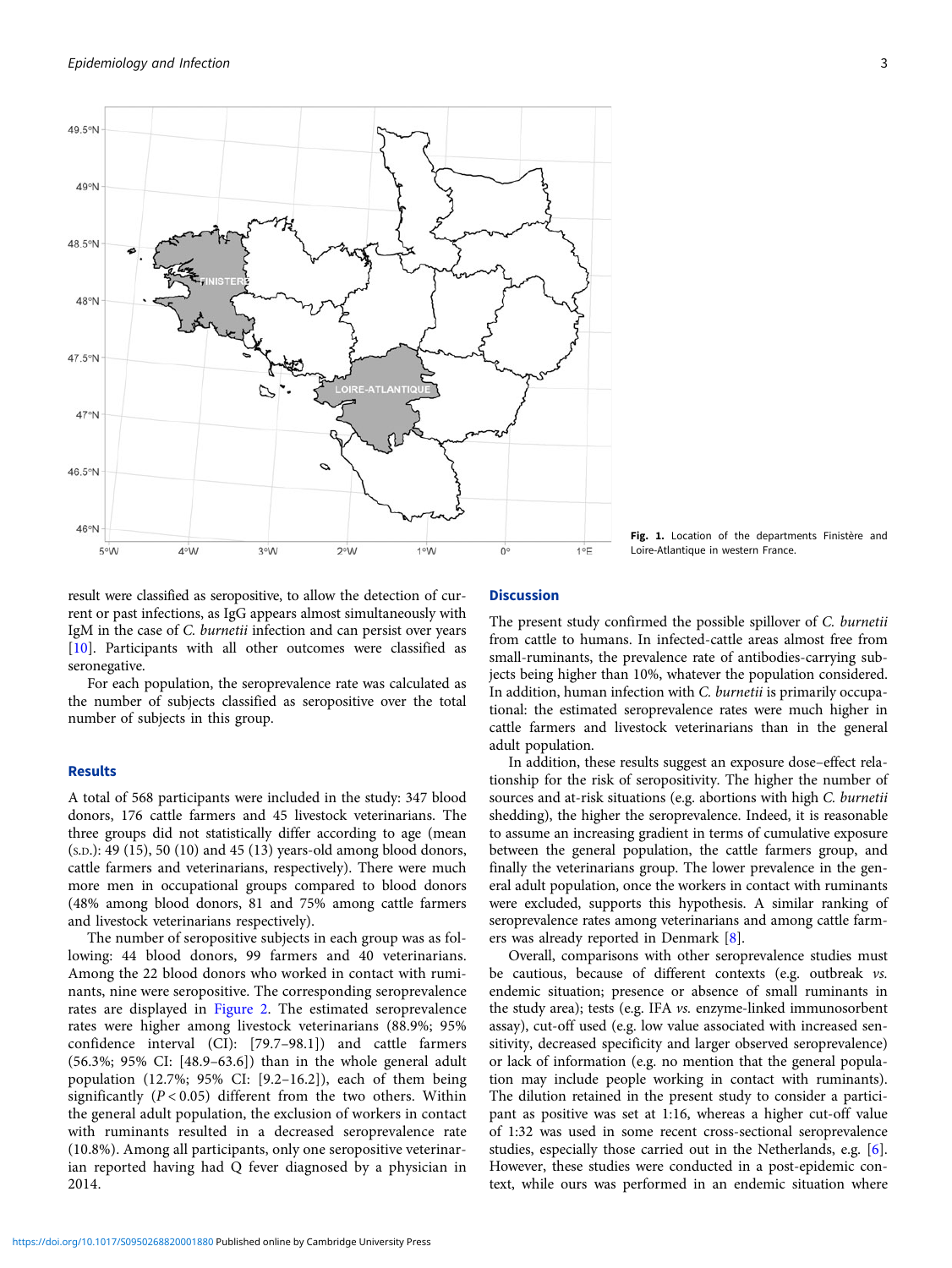Fig. 1. Location of the departments Finistère and Loire-Atlantique in western France.

result were classified as seropositive, to allow the detection of current or past infections, as IgG appears almost simultaneously with IgM in the case of *C. burnetii* infection and can persist over years [10]. Participants with all other outcomes were classified as seronegative.

For each population, the seroprevalence rate was calculated as the number of subjects classified as seropositive over the total number of subjects in this group.

## Results

A total of 568 participants were included in the study: 347 blood donors, 176 cattle farmers and 45 livestock veterinarians. The three groups did not statistically differ according to age (mean (S.D.): 49 (15), 50 (10) and 45 (13) years-old among blood donors, cattle farmers and veterinarians, respectively). There were much more men in occupational groups compared to blood donors (48% among blood donors, 81 and 75% among cattle farmers and livestock veterinarians respectively).

The number of seropositive subjects in each group was as following: 44 blood donors, 99 farmers and 40 veterinarians. Among the 22 blood donors who worked in contact with ruminants, nine were seropositive. The corresponding seroprevalence rates are displayed in Figure 2. The estimated seroprevalence rates were higher among livestock veterinarians (88.9%; 95% confidence interval (CI): [79.7–98.1]) and cattle farmers (56.3%; 95% CI: [48.9–63.6]) than in the whole general adult population (12.7%; 95% CI: [9.2–16.2]), each of them being significantly ($P < 0.05$) different from the two others. Within the general adult population, the exclusion of workers in contact with ruminants resulted in a decreased seroprevalence rate (10.8%). Among all participants, only one seropositive veterinarian reported having had Q fever diagnosed by a physician in 2014.

## Discussion

The present study confirmed the possible spillover of *C. burnetii* from cattle to humans. In infected-cattle areas almost free from small-ruminants, the prevalence rate of antibodies-carrying subjects being higher than 10%, whatever the population considered. In addition, human infection with *C. burnetii* is primarily occupational: the estimated seroprevalence rates were much higher in cattle farmers and livestock veterinarians than in the general adult population.

In addition, these results suggest an exposure dose–effect relationship for the risk of seropositivity. The higher the number of sources and at-risk situations (e.g. abortions with high *C. burnetii* shedding), the higher the seroprevalence. Indeed, it is reasonable to assume an increasing gradient in terms of cumulative exposure between the general population, the cattle farmers group, and finally the veterinarians group. The lower prevalence in the general adult population, once the workers in contact with ruminants were excluded, supports this hypothesis. A similar ranking of seroprevalence rates among veterinarians and among cattle farmers was already reported in Denmark [8].

Overall, comparisons with other seroprevalence studies must be cautious, because of different contexts (e.g. outbreak *vs.* endemic situation; presence or absence of small ruminants in the study area); tests (e.g. IFA *vs.* enzyme-linked immunosorbent assay), cut-off used (e.g. low value associated with increased sensitivity, decreased specificity and larger observed seroprevalence) or lack of information (e.g. no mention that the general population may include people working in contact with ruminants). The dilution retained in the present study to consider a participant as positive was set at 1:16, whereas a higher cut-off value of 1:32 was used in some recent cross-sectional seroprevalence studies, especially those carried out in the Netherlands, e.g. [6]. However, these studies were conducted in a post-epidemic context, while ours was performed in an endemic situation where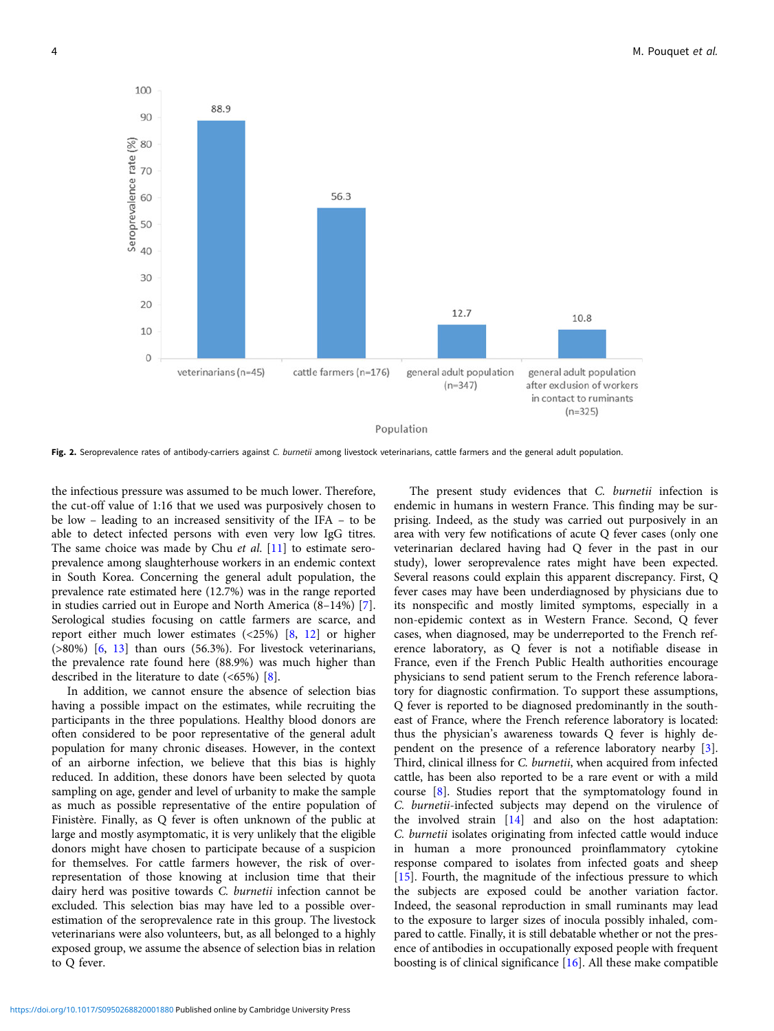Fig. 2. Seroprevalence rates of antibody-carriers against *C. burnetii* among livestock veterinarians, cattle farmers and the general adult population.

the infectious pressure was assumed to be much lower. Therefore, the cut-off value of 1:16 that we used was purposively chosen to be low – leading to an increased sensitivity of the IFA – to be able to detect infected persons with even very low IgG titres. The same choice was made by Chu *et al.* [11] to estimate seroprevalence among slaughterhouse workers in an endemic context in South Korea. Concerning the general adult population, the prevalence rate estimated here (12.7%) was in the range reported in studies carried out in Europe and North America (8–14%) [7]. Serological studies focusing on cattle farmers are scarce, and report either much lower estimates (<25%) [8, 12] or higher (>80%) [6, 13] than ours (56.3%). For livestock veterinarians, the prevalence rate found here (88.9%) was much higher than described in the literature to date (<65%) [8].

In addition, we cannot ensure the absence of selection bias having a possible impact on the estimates, while recruiting the participants in the three populations. Healthy blood donors are often considered to be poor representative of the general adult population for many chronic diseases. However, in the context of an airborne infection, we believe that this bias is highly reduced. In addition, these donors have been selected by quota sampling on age, gender and level of urbanity to make the sample as much as possible representative of the entire population of Finistère. Finally, as Q fever is often unknown of the public at large and mostly asymptomatic, it is very unlikely that the eligible donors might have chosen to participate because of a suspicion for themselves. For cattle farmers however, the risk of over-representation of those knowing at inclusion time that their dairy herd was positive towards *C. burnetii* infection cannot be excluded. This selection bias may have led to a possible over-estimation of the seroprevalence rate in this group. The livestock veterinarians were also volunteers, but, as all belonged to a highly exposed group, we assume the absence of selection bias in relation to Q fever.

The present study evidences that *C. burnetii* infection is endemic in humans in western France. This finding may be surprising. Indeed, as the study was carried out purposively in an area with very few notifications of acute Q fever cases (only one veterinarian declared having had Q fever in the past in our study), lower seroprevalence rates might have been expected. Several reasons could explain this apparent discrepancy. First, Q fever cases may have been underdiagnosed by physicians due to its nonspecific and mostly limited symptoms, especially in a non-epidemic context as in Western France. Second, Q fever cases, when diagnosed, may be underreported to the French reference laboratory, as Q fever is not a notifiable disease in France, even if the French Public Health authorities encourage physicians to send patient serum to the French reference laboratory for diagnostic confirmation. To support these assumptions, Q fever is reported to be diagnosed predominantly in the south-east of France, where the French reference laboratory is located: thus the physician's awareness towards Q fever is highly dependent on the presence of a reference laboratory nearby [3]. Third, clinical illness for *C. burnetii*, when acquired from infected cattle, has been also reported to be a rare event or with a mild course [8]. Studies report that the symptomatology found in *C. burnetii*-infected subjects may depend on the virulence of the involved strain [14] and also on the host adaptation: *C. burnetii* isolates originating from infected cattle would induce in human a more pronounced proinflammatory cytokine response compared to isolates from infected goats and sheep [15]. Fourth, the magnitude of the infectious pressure to which the subjects are exposed could be another variation factor. Indeed, the seasonal reproduction in small ruminants may lead to the exposure to larger sizes of inocula possibly inhaled, compared to cattle. Finally, it is still debatable whether or not the presence of antibodies in occupationally exposed people with frequent boosting is of clinical significance [16]. All these make compatible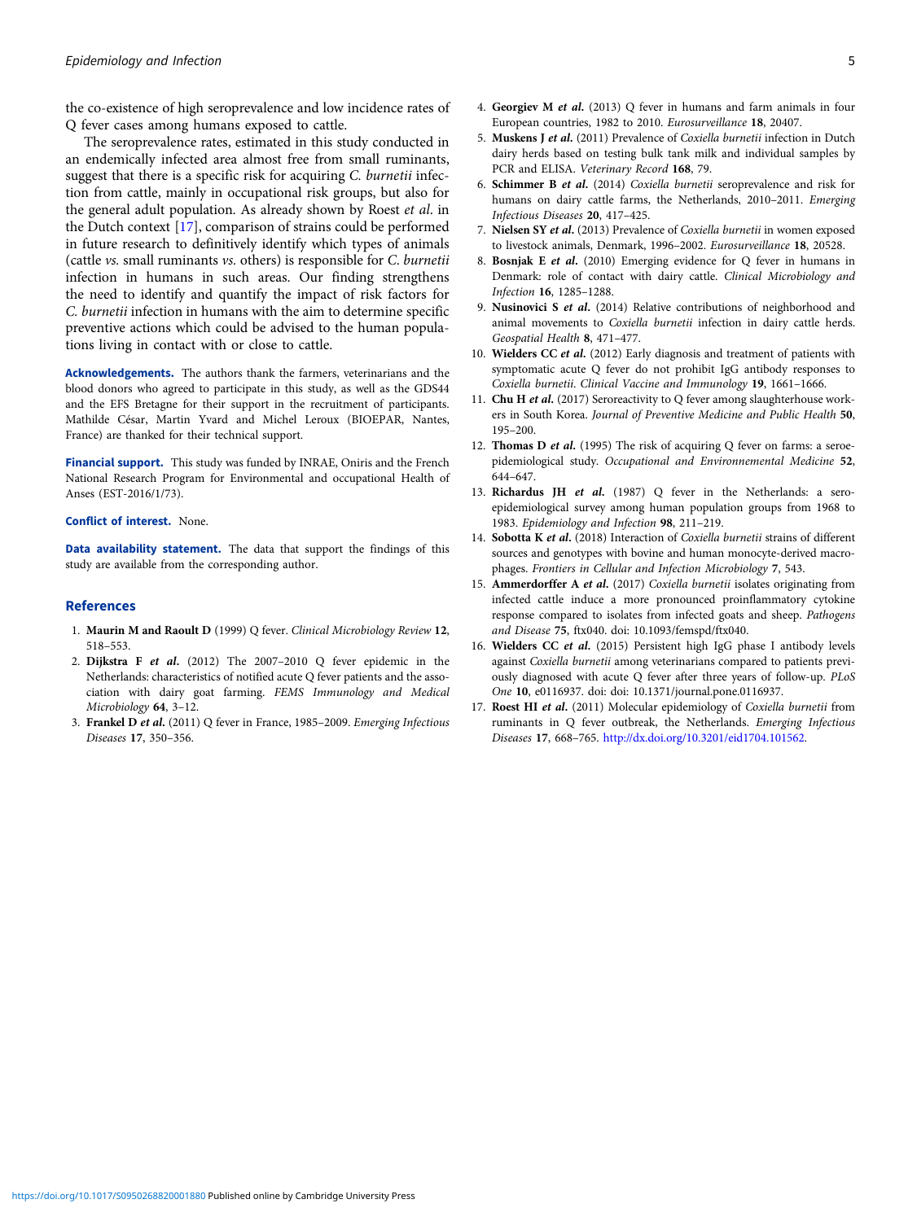the co-existence of high seroprevalence and low incidence rates of Q fever cases among humans exposed to cattle.

The seroprevalence rates, estimated in this study conducted in an endemically infected area almost free from small ruminants, suggest that there is a specific risk for acquiring *C. burnetii* infection from cattle, mainly in occupational risk groups, but also for the general adult population. As already shown by Roest *et al*. in the Dutch context [17], comparison of strains could be performed in future research to definitively identify which types of animals (cattle *vs.* small ruminants *vs.* others) is responsible for *C. burnetii* infection in humans in such areas. Our finding strengthens the need to identify and quantify the impact of risk factors for *C. burnetii* infection in humans with the aim to determine specific preventive actions which could be advised to the human populations living in contact with or close to cattle.

**Acknowledgements.** The authors thank the farmers, veterinarians and the blood donors who agreed to participate in this study, as well as the GDS44 and the EFS Bretagne for their support in the recruitment of participants. Mathilde César, Martin Yvard and Michel Leroux (BIOEPAR, Nantes, France) are thanked for their technical support.

**Financial support.** This study was funded by INRAE, Oniris and the French National Research Program for Environmental and occupational Health of Anses (EST-2016/1/73).

**Conflict of interest.** None.

**Data availability statement.** The data that support the findings of this study are available from the corresponding author.

## References

1. **Maurin M and Raoult D** (1999) Q fever. *Clinical Microbiology Review* **12**, 518–553.
2. **Dijkstra F** ***et al.*** (2012) The 2007–2010 Q fever epidemic in the Netherlands: characteristics of notified acute Q fever patients and the association with dairy goat farming. *FEMS Immunology and Medical Microbiology* **64**, 3–12.
3. **Frankel D** ***et al.*** (2011) Q fever in France, 1985–2009. *Emerging Infectious Diseases* **17**, 350–356.
4. **Georgiev M** ***et al.*** (2013) Q fever in humans and farm animals in four European countries, 1982 to 2010. *Eurosurveillance* **18**, 20407.
5. **Muskens J** ***et al.*** (2011) Prevalence of *Coxiella burnetii* infection in Dutch dairy herds based on testing bulk tank milk and individual samples by PCR and ELISA. *Veterinary Record* **168**, 79.
6. **Schimmer B** ***et al.*** (2014) *Coxiella burnetii* seroprevalence and risk for humans on dairy cattle farms, the Netherlands, 2010–2011. *Emerging Infectious Diseases* **20**, 417–425.
7. **Nielsen SY** ***et al.*** (2013) Prevalence of *Coxiella burnetii* in women exposed to livestock animals, Denmark, 1996–2002. *Eurosurveillance* **18**, 20528.
8. **Bosnjak E** ***et al.*** (2010) Emerging evidence for Q fever in humans in Denmark: role of contact with dairy cattle. *Clinical Microbiology and Infection* **16**, 1285–1288.
9. **Nusinovici S** ***et al.*** (2014) Relative contributions of neighborhood and animal movements to *Coxiella burnetii* infection in dairy cattle herds. *Geospatial Health* **8**, 471–477.
10. **Wielders CC** ***et al.*** (2012) Early diagnosis and treatment of patients with symptomatic acute Q fever do not prohibit IgG antibody responses to *Coxiella burnetii*. *Clinical Vaccine and Immunology* **19**, 1661–1666.
11. **Chu H** ***et al.*** (2017) Seroreactivity to Q fever among slaughterhouse workers in South Korea. *Journal of Preventive Medicine and Public Health* **50**, 195–200.
12. **Thomas D** ***et al.*** (1995) The risk of acquiring Q fever on farms: a seroepidemiological study. *Occupational and Environnemental Medicine* **52**, 644–647.
13. **Richardus JH** ***et al.*** (1987) Q fever in the Netherlands: a sero-epidemiological survey among human population groups from 1968 to 1983. *Epidemiology and Infection* **98**, 211–219.
14. **Sobotta K** ***et al.*** (2018) Interaction of *Coxiella burnetii* strains of different sources and genotypes with bovine and human monocyte-derived macrophages. *Frontiers in Cellular and Infection Microbiology* **7**, 543.
15. **Ammerdorffer A** ***et al.*** (2017) *Coxiella burnetii* isolates originating from infected cattle induce a more pronounced proinflammatory cytokine response compared to isolates from infected goats and sheep. *Pathogens and Disease* **75**, ftx040. doi: 10.1093/femspd/ftx040.
16. **Wielders CC** ***et al.*** (2015) Persistent high IgG phase I antibody levels against *Coxiella burnetii* among veterinarians compared to patients previously diagnosed with acute Q fever after three years of follow-up. *PLoS One* **10**, e0116937. doi: doi: 10.1371/journal.pone.0116937.
17. **Roest HI** ***et al.*** (2011) Molecular epidemiology of *Coxiella burnetii* from ruminants in Q fever outbreak, the Netherlands. *Emerging Infectious Diseases* **17**, 668–765. http://dx.doi.org/10.3201/eid1704.101562.